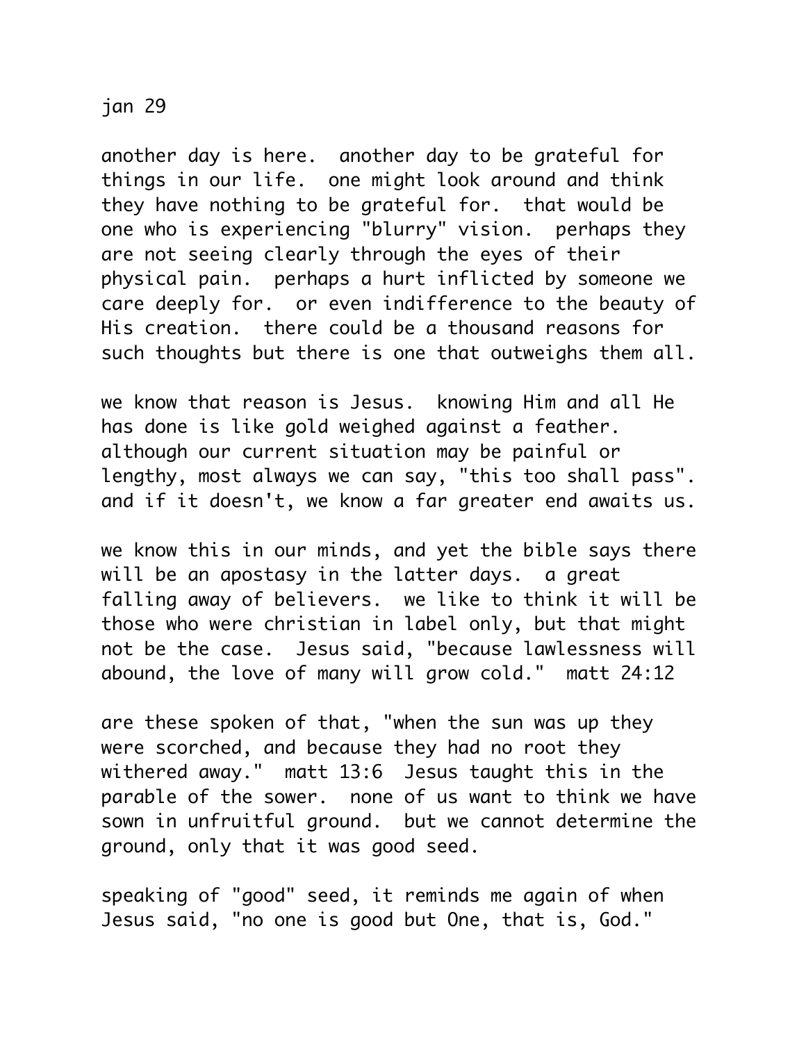jan 29

another day is here. another day to be grateful for things in our life. one might look around and think they have nothing to be grateful for. that would be one who is experiencing "blurry" vision. perhaps they are not seeing clearly through the eyes of their physical pain. perhaps a hurt inflicted by someone we care deeply for. or even indifference to the beauty of His creation. there could be a thousand reasons for such thoughts but there is one that outweighs them all.

we know that reason is Jesus. knowing Him and all He has done is like gold weighed against a feather. although our current situation may be painful or lengthy, most always we can say, "this too shall pass". and if it doesn't, we know a far greater end awaits us.

we know this in our minds, and yet the bible says there will be an apostasy in the latter days. a great falling away of believers. we like to think it will be those who were christian in label only, but that might not be the case. Jesus said, "because lawlessness will abound, the love of many will grow cold." matt 24:12

are these spoken of that, "when the sun was up they were scorched, and because they had no root they withered away." matt 13:6 Jesus taught this in the parable of the sower. none of us want to think we have sown in unfruitful ground. but we cannot determine the ground, only that it was good seed.

speaking of "good" seed, it reminds me again of when Jesus said, "no one is good but One, that is, God."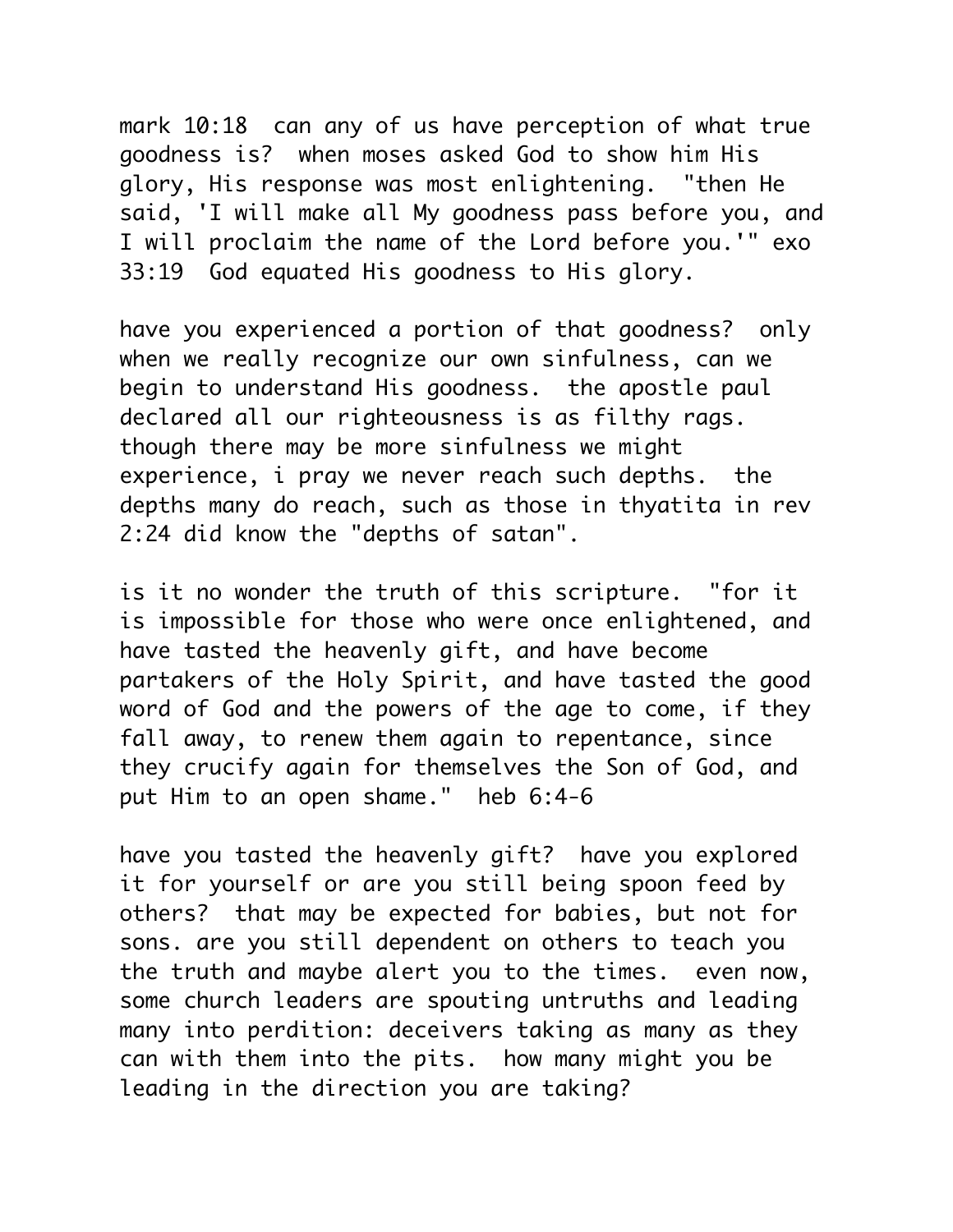mark 10:18  can any of us have perception of what true goodness is?  when moses asked God to show him His glory, His response was most enlightening.  "then He said, 'I will make all My goodness pass before you, and I will proclaim the name of the Lord before you.'" exo 33:19  God equated His goodness to His glory.

have you experienced a portion of that goodness?  only when we really recognize our own sinfulness, can we begin to understand His goodness.  the apostle paul declared all our righteousness is as filthy rags.  though there may be more sinfulness we might experience, i pray we never reach such depths.  the depths many do reach, such as those in thyatita in rev 2:24 did know the "depths of satan".

is it no wonder the truth of this scripture.  "for it is impossible for those who were once enlightened, and have tasted the heavenly gift, and have become partakers of the Holy Spirit, and have tasted the good word of God and the powers of the age to come, if they fall away, to renew them again to repentance, since they crucify again for themselves the Son of God, and put Him to an open shame."  heb 6:4-6

have you tasted the heavenly gift?  have you explored it for yourself or are you still being spoon feed by others?  that may be expected for babies, but not for sons. are you still dependent on others to teach you the truth and maybe alert you to the times.  even now, some church leaders are spouting untruths and leading many into perdition: deceivers taking as many as they can with them into the pits.  how many might you be leading in the direction you are taking?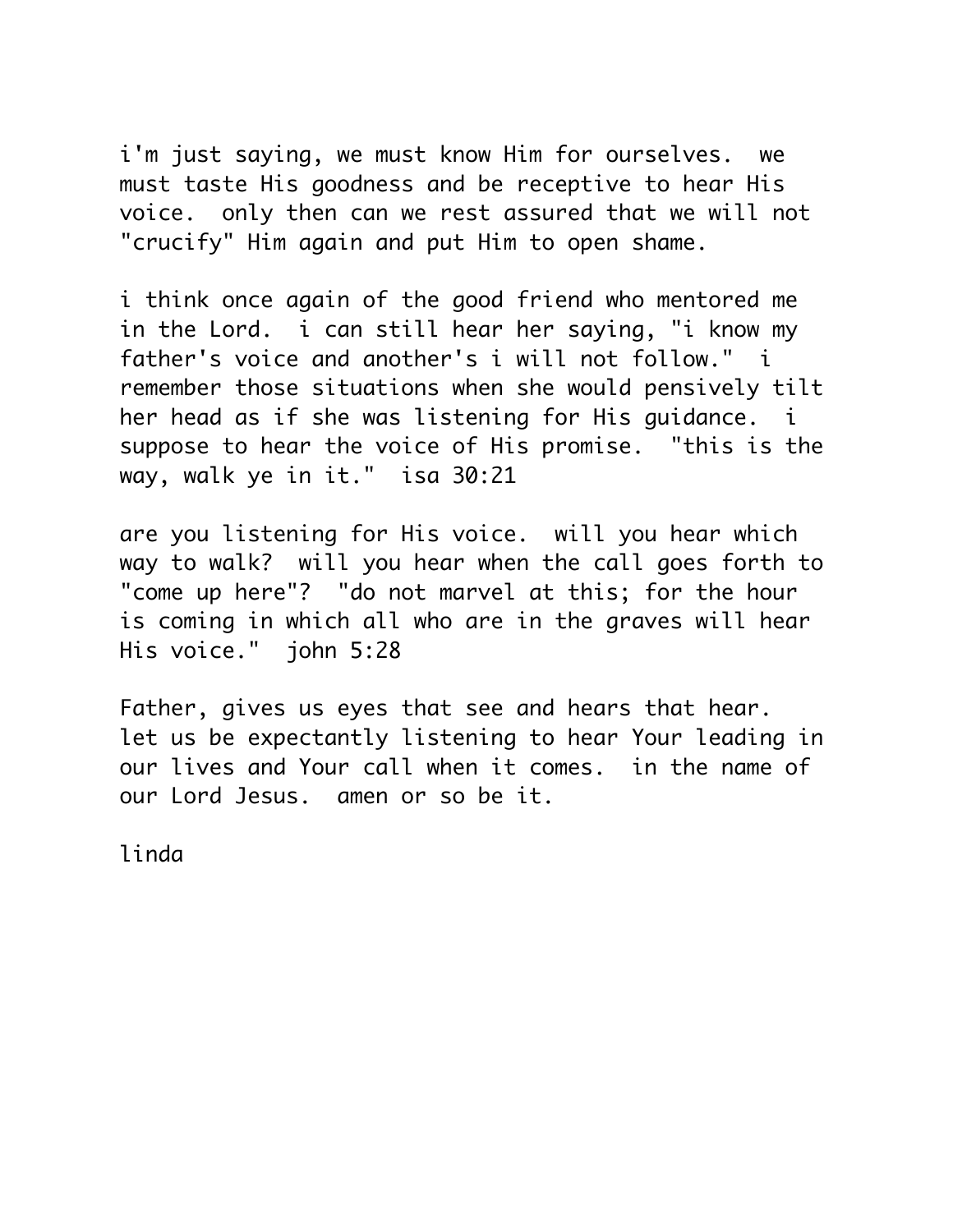i'm just saying, we must know Him for ourselves.  we must taste His goodness and be receptive to hear His voice.  only then can we rest assured that we will not "crucify" Him again and put Him to open shame.

i think once again of the good friend who mentored me in the Lord.  i can still hear her saying, "i know my father's voice and another's i will not follow."  i remember those situations when she would pensively tilt her head as if she was listening for His guidance.  i suppose to hear the voice of His promise.  "this is the way, walk ye in it."  isa 30:21

are you listening for His voice.  will you hear which way to walk?  will you hear when the call goes forth to "come up here"?  "do not marvel at this; for the hour is coming in which all who are in the graves will hear His voice."  john 5:28

Father, gives us eyes that see and hears that hear.  let us be expectantly listening to hear Your leading in our lives and Your call when it comes.  in the name of our Lord Jesus.  amen or so be it.

linda